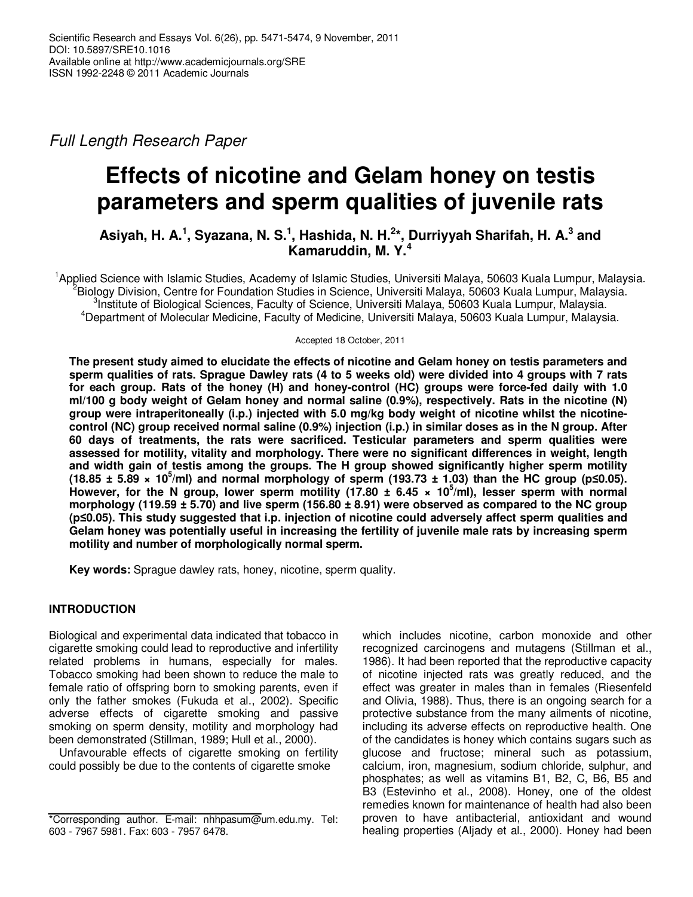Full Length Research Paper

# Effects of nicotine and Gelam honey on testis parameters and sperm qualities of juvenile rats

**Asiyah, H. A.[1], Syazana, N. S.[1], Hashida, N. H.[2]*, Durriyyah Sharifah, H. A.[3] and Kamaruddin, M. Y.[4]**

[1]Applied Science with Islamic Studies, Academy of Islamic Studies, Universiti Malaya, 50603 Kuala Lumpur, Malaysia.
[2]Biology Division, Centre for Foundation Studies in Science, Universiti Malaya, 50603 Kuala Lumpur, Malaysia.
[3]Institute of Biological Sciences, Faculty of Science, Universiti Malaya, 50603 Kuala Lumpur, Malaysia.
[4]Department of Molecular Medicine, Faculty of Medicine, Universiti Malaya, 50603 Kuala Lumpur, Malaysia.

Accepted 18 October, 2011

**The present study aimed to elucidate the effects of nicotine and Gelam honey on testis parameters and sperm qualities of rats. Sprague Dawley rats (4 to 5 weeks old) were divided into 4 groups with 7 rats for each group. Rats of the honey (H) and honey-control (HC) groups were force-fed daily with 1.0 ml/100 g body weight of Gelam honey and normal saline (0.9%), respectively. Rats in the nicotine (N) group were intraperitoneally (i.p.) injected with 5.0 mg/kg body weight of nicotine whilst the nicotine-control (NC) group received normal saline (0.9%) injection (i.p.) in similar doses as in the N group. After 60 days of treatments, the rats were sacrificed. Testicular parameters and sperm qualities were assessed for motility, vitality and morphology. There were no significant differences in weight, length and width gain of testis among the groups. The H group showed significantly higher sperm motility ($18.85 \pm 5.89 \times 10^5$/ml) and normal morphology of sperm ($193.73 \pm 1.03$) than the HC group ($p \leq 0.05$). However, for the N group, lower sperm motility ($17.80 \pm 6.45 \times 10^5$/ml), lesser sperm with normal morphology ($119.59 \pm 5.70$) and live sperm ($156.80 \pm 8.91$) were observed as compared to the NC group ($p \leq 0.05$). This study suggested that i.p. injection of nicotine could adversely affect sperm qualities and Gelam honey was potentially useful in increasing the fertility of juvenile male rats by increasing sperm motility and number of morphologically normal sperm.**

**Key words:** Sprague dawley rats, honey, nicotine, sperm quality.

## INTRODUCTION

Biological and experimental data indicated that tobacco in cigarette smoking could lead to reproductive and infertility related problems in humans, especially for males. Tobacco smoking had been shown to reduce the male to female ratio of offspring born to smoking parents, even if only the father smokes (Fukuda et al., 2002). Specific adverse effects of cigarette smoking and passive smoking on sperm density, motility and morphology had been demonstrated (Stillman, 1989; Hull et al., 2000).

Unfavourable effects of cigarette smoking on fertility could possibly be due to the contents of cigarette smoke which includes nicotine, carbon monoxide and other recognized carcinogens and mutagens (Stillman et al., 1986). It had been reported that the reproductive capacity of nicotine injected rats was greatly reduced, and the effect was greater in males than in females (Riesenfeld and Olivia, 1988). Thus, there is an ongoing search for a protective substance from the many ailments of nicotine, including its adverse effects on reproductive health. One of the candidates is honey which contains sugars such as glucose and fructose; mineral such as potassium, calcium, iron, magnesium, sodium chloride, sulphur, and phosphates; as well as vitamins B1, B2, C, B6, B5 and B3 (Estevinho et al., 2008). Honey, one of the oldest remedies known for maintenance of health had also been proven to have antibacterial, antioxidant and wound healing properties (Aljady et al., 2000). Honey had been

*Corresponding author. E-mail: nhhpasum@um.edu.my. Tel: 603 - 7967 5981. Fax: 603 - 7957 6478.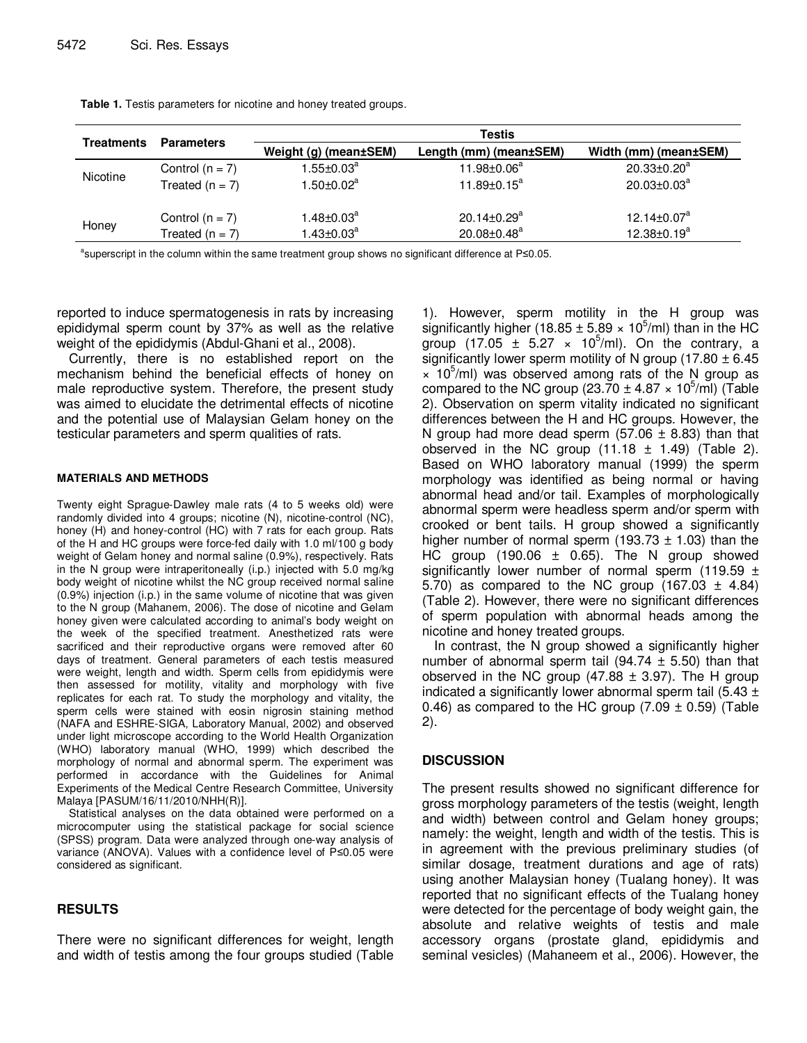**Table 1.** Testis parameters for nicotine and honey treated groups.

| Treatments | Parameters | Testis | | |
|---|---|---|---|---|
| | | Weight (g) (mean±SEM) | Length (mm) (mean±SEM) | Width (mm) (mean±SEM) |
| Nicotine | Control (n = 7) | 1.55±0.03[a] | 11.98±0.06[a] | 20.33±0.20[a] |
| | Treated (n = 7) | 1.50±0.02[a] | 11.89±0.15[a] | 20.03±0.03[a] |
| Honey | Control (n = 7) | 1.48±0.03[a] | 20.14±0.29[a] | 12.14±0.07[a] |
| | Treated (n = 7) | 1.43±0.03[a] | 20.08±0.48[a] | 12.38±0.19[a] |

[a]superscript in the column within the same treatment group shows no significant difference at P≤0.05.

reported to induce spermatogenesis in rats by increasing epididymal sperm count by 37% as well as the relative weight of the epididymis (Abdul-Ghani et al., 2008).

Currently, there is no established report on the mechanism behind the beneficial effects of honey on male reproductive system. Therefore, the present study was aimed to elucidate the detrimental effects of nicotine and the potential use of Malaysian Gelam honey on the testicular parameters and sperm qualities of rats.

#### MATERIALS AND METHODS

Twenty eight Sprague-Dawley male rats (4 to 5 weeks old) were randomly divided into 4 groups; nicotine (N), nicotine-control (NC), honey (H) and honey-control (HC) with 7 rats for each group. Rats of the H and HC groups were force-fed daily with 1.0 ml/100 g body weight of Gelam honey and normal saline (0.9%), respectively. Rats in the N group were intraperitoneally (i.p.) injected with 5.0 mg/kg body weight of nicotine whilst the NC group received normal saline (0.9%) injection (i.p.) in the same volume of nicotine that was given to the N group (Mahanem, 2006). The dose of nicotine and Gelam honey given were calculated according to animal's body weight on the week of the specified treatment. Anesthetized rats were sacrificed and their reproductive organs were removed after 60 days of treatment. General parameters of each testis measured were weight, length and width. Sperm cells from epididymis were then assessed for motility, vitality and morphology with five replicates for each rat. To study the morphology and vitality, the sperm cells were stained with eosin nigrosin staining method (NAFA and ESHRE-SIGA, Laboratory Manual, 2002) and observed under light microscope according to the World Health Organization (WHO) laboratory manual (WHO, 1999) which described the morphology of normal and abnormal sperm. The experiment was performed in accordance with the Guidelines for Animal Experiments of the Medical Centre Research Committee, University Malaya [PASUM/16/11/2010/NHH(R)].

Statistical analyses on the data obtained were performed on a microcomputer using the statistical package for social science (SPSS) program. Data were analyzed through one-way analysis of variance (ANOVA). Values with a confidence level of P≤0.05 were considered as significant.

## RESULTS

There were no significant differences for weight, length and width of testis among the four groups studied (Table 1). However, sperm motility in the H group was significantly higher ($18.85 \pm 5.89 \times 10^5$/ml) than in the HC group ($17.05 \pm 5.27 \times 10^5$/ml). On the contrary, a significantly lower sperm motility of N group ($17.80 \pm 6.45 \times 10^5$/ml) was observed among rats of the N group as compared to the NC group ($23.70 \pm 4.87 \times 10^5$/ml) (Table 2). Observation on sperm vitality indicated no significant differences between the H and HC groups. However, the N group had more dead sperm (57.06 ± 8.83) than that observed in the NC group (11.18 ± 1.49) (Table 2). Based on WHO laboratory manual (1999) the sperm morphology was identified as being normal or having abnormal head and/or tail. Examples of morphologically abnormal sperm were headless sperm and/or sperm with crooked or bent tails. H group showed a significantly higher number of normal sperm (193.73 ± 1.03) than the HC group (190.06 ± 0.65). The N group showed significantly lower number of normal sperm (119.59 ± 5.70) as compared to the NC group (167.03 ± 4.84) (Table 2). However, there were no significant differences of sperm population with abnormal heads among the nicotine and honey treated groups.

In contrast, the N group showed a significantly higher number of abnormal sperm tail (94.74 ± 5.50) than that observed in the NC group (47.88 ± 3.97). The H group indicated a significantly lower abnormal sperm tail (5.43 ± 0.46) as compared to the HC group (7.09 ± 0.59) (Table 2).

## DISCUSSION

The present results showed no significant difference for gross morphology parameters of the testis (weight, length and width) between control and Gelam honey groups; namely: the weight, length and width of the testis. This is in agreement with the previous preliminary studies (of similar dosage, treatment durations and age of rats) using another Malaysian honey (Tualang honey). It was reported that no significant effects of the Tualang honey were detected for the percentage of body weight gain, the absolute and relative weights of testis and male accessory organs (prostate gland, epididymis and seminal vesicles) (Mahaneem et al., 2006). However, the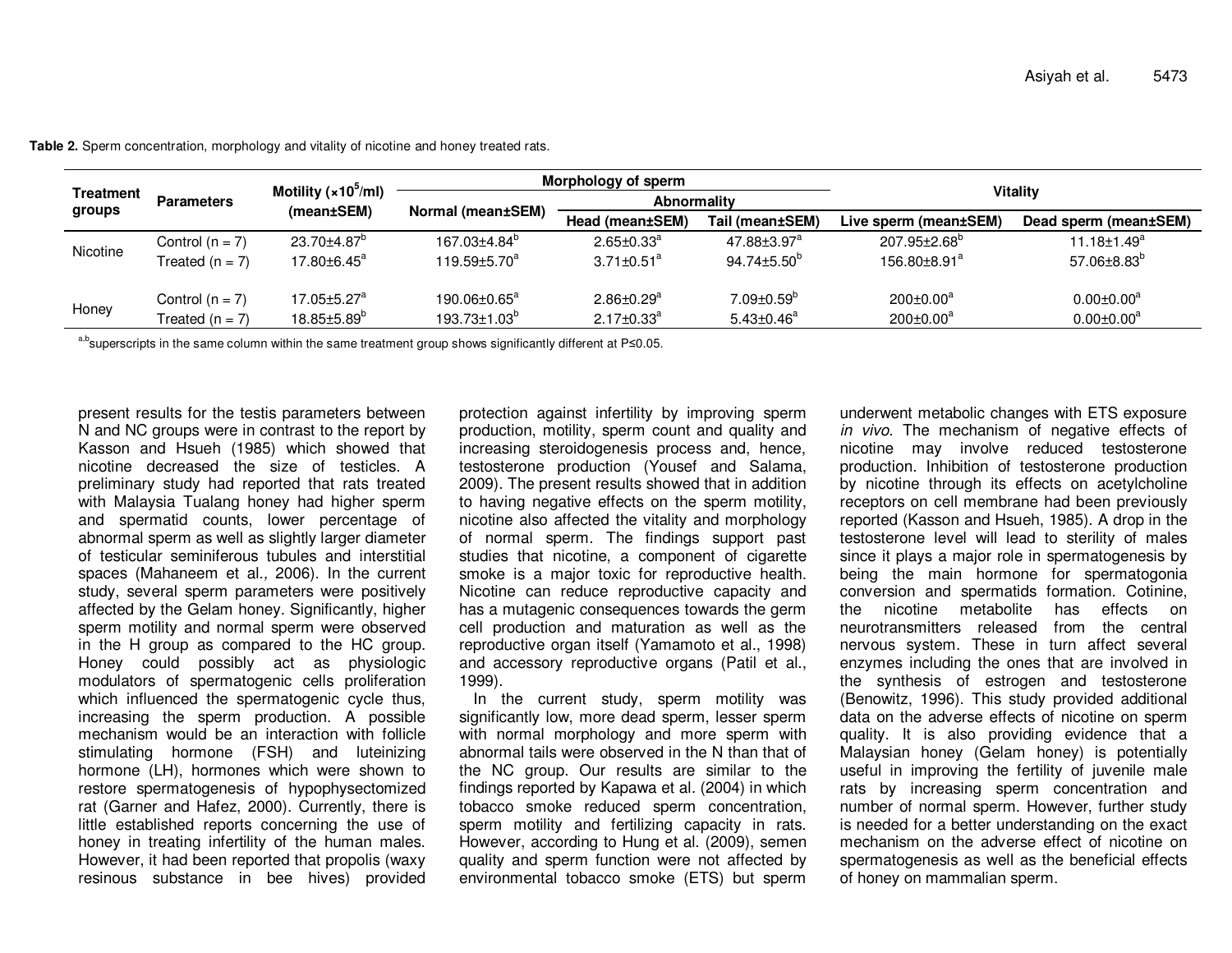**Table 2.** Sperm concentration, morphology and vitality of nicotine and honey treated rats.

| Treatment groups | Parameters | Motility ($\times 10^5$/ml) (mean±SEM) | Morphology of sperm | | | Vitality | |
|---|---|---|---|---|---|---|---|
| | | | Normal (mean±SEM) | Abnormality | | | |
| | | | | Head (mean±SEM) | Tail (mean±SEM) | Live sperm (mean±SEM) | Dead sperm (mean±SEM) |
| Nicotine | Control (n = 7) | 23.70±4.87[b] | 167.03±4.84[b] | 2.65±0.33[a] | 47.88±3.97[a] | 207.95±2.68[b] | 11.18±1.49[a] |
| | Treated (n = 7) | 17.80±6.45[a] | 119.59±5.70[a] | 3.71±0.51[a] | 94.74±5.50[b] | 156.80±8.91[a] | 57.06±8.83[b] |
| Honey | Control (n = 7) | 17.05±5.27[a] | 190.06±0.65[a] | 2.86±0.29[a] | 7.09±0.59[b] | 200±0.00[a] | 0.00±0.00[a] |
| | Treated (n = 7) | 18.85±5.89[b] | 193.73±1.03[b] | 2.17±0.33[a] | 5.43±0.46[a] | 200±0.00[a] | 0.00±0.00[a] |

[a,b]superscripts in the same column within the same treatment group shows significantly different at P≤0.05.

present results for the testis parameters between N and NC groups were in contrast to the report by Kasson and Hsueh (1985) which showed that nicotine decreased the size of testicles. A preliminary study had reported that rats treated with Malaysia Tualang honey had higher sperm and spermatid counts, lower percentage of abnormal sperm as well as slightly larger diameter of testicular seminiferous tubules and interstitial spaces (Mahaneem et al., 2006). In the current study, several sperm parameters were positively affected by the Gelam honey. Significantly, higher sperm motility and normal sperm were observed in the H group as compared to the HC group. Honey could possibly act as physiologic modulators of spermatogenic cells proliferation which influenced the spermatogenic cycle thus, increasing the sperm production. A possible mechanism would be an interaction with follicle stimulating hormone (FSH) and luteinizing hormone (LH), hormones which were shown to restore spermatogenesis of hypophysectomized rat (Garner and Hafez, 2000). Currently, there is little established reports concerning the use of honey in treating infertility of the human males. However, it had been reported that propolis (waxy resinous substance in bee hives) provided protection against infertility by improving sperm production, motility, sperm count and quality and increasing steroidogenesis process and, hence, testosterone production (Yousef and Salama, 2009). The present results showed that in addition to having negative effects on the sperm motility, nicotine also affected the vitality and morphology of normal sperm. The findings support past studies that nicotine, a component of cigarette smoke is a major toxic for reproductive health. Nicotine can reduce reproductive capacity and has a mutagenic consequences towards the germ cell production and maturation as well as the reproductive organ itself (Yamamoto et al., 1998) and accessory reproductive organs (Patil et al., 1999).

In the current study, sperm motility was significantly low, more dead sperm, lesser sperm with normal morphology and more sperm with abnormal tails were observed in the N than that of the NC group. Our results are similar to the findings reported by Kapawa et al. (2004) in which tobacco smoke reduced sperm concentration, sperm motility and fertilizing capacity in rats. However, according to Hung et al. (2009), semen quality and sperm function were not affected by environmental tobacco smoke (ETS) but sperm underwent metabolic changes with ETS exposure *in vivo*. The mechanism of negative effects of nicotine may involve reduced testosterone production. Inhibition of testosterone production by nicotine through its effects on acetylcholine receptors on cell membrane had been previously reported (Kasson and Hsueh, 1985). A drop in the testosterone level will lead to sterility of males since it plays a major role in spermatogenesis by being the main hormone for spermatogonia conversion and spermatids formation. Cotinine, the nicotine metabolite has effects on neurotransmitters released from the central nervous system. These in turn affect several enzymes including the ones that are involved in the synthesis of estrogen and testosterone (Benowitz, 1996). This study provided additional data on the adverse effects of nicotine on sperm quality. It is also providing evidence that a Malaysian honey (Gelam honey) is potentially useful in improving the fertility of juvenile male rats by increasing sperm concentration and number of normal sperm. However, further study is needed for a better understanding on the exact mechanism on the adverse effect of nicotine on spermatogenesis as well as the beneficial effects of honey on mammalian sperm.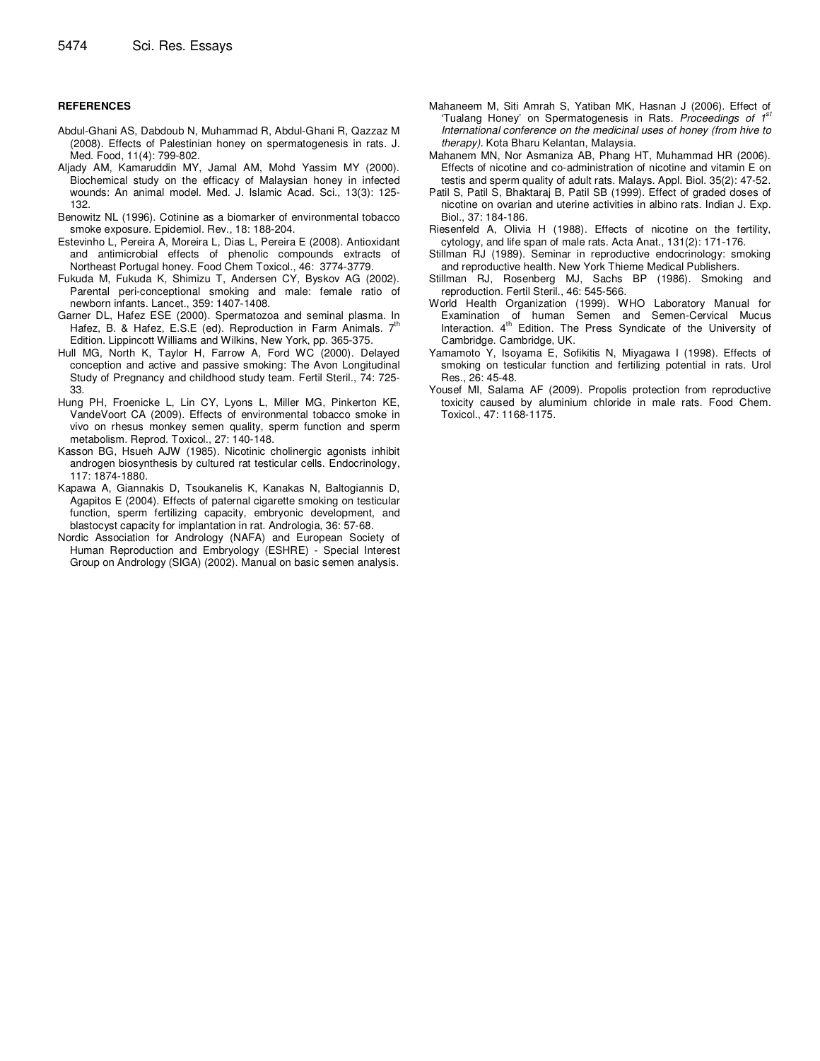**REFERENCES**

Abdul-Ghani AS, Dabdoub N, Muhammad R, Abdul-Ghani R, Qazzaz M (2008). Effects of Palestinian honey on spermatogenesis in rats. J. Med. Food, 11(4): 799-802.

Aljady AM, Kamaruddin MY, Jamal AM, Mohd Yassim MY (2000). Biochemical study on the efficacy of Malaysian honey in infected wounds: An animal model. Med. J. Islamic Acad. Sci., 13(3): 125-132.

Benowitz NL (1996). Cotinine as a biomarker of environmental tobacco smoke exposure. Epidemiol. Rev., 18: 188-204.

Estevinho L, Pereira A, Moreira L, Dias L, Pereira E (2008). Antioxidant and antimicrobial effects of phenolic compounds extracts of Northeast Portugal honey. Food Chem Toxicol., 46: 3774-3779.

Fukuda M, Fukuda K, Shimizu T, Andersen CY, Byskov AG (2002). Parental peri-conceptional smoking and male: female ratio of newborn infants. Lancet., 359: 1407-1408.

Garner DL, Hafez ESE (2000). Spermatozoa and seminal plasma. In Hafez, B. & Hafez, E.S.E (ed). Reproduction in Farm Animals. 7th Edition. Lippincott Williams and Wilkins, New York, pp. 365-375.

Hull MG, North K, Taylor H, Farrow A, Ford WC (2000). Delayed conception and active and passive smoking: The Avon Longitudinal Study of Pregnancy and childhood study team. Fertil Steril., 74: 725-33.

Hung PH, Froenicke L, Lin CY, Lyons L, Miller MG, Pinkerton KE, VandeVoort CA (2009). Effects of environmental tobacco smoke in vivo on rhesus monkey semen quality, sperm function and sperm metabolism. Reprod. Toxicol., 27: 140-148.

Kasson BG, Hsueh AJW (1985). Nicotinic cholinergic agonists inhibit androgen biosynthesis by cultured rat testicular cells. Endocrinology, 117: 1874-1880.

Kapawa A, Giannakis D, Tsoukanelis K, Kanakas N, Baltogiannis D, Agapitos E (2004). Effects of paternal cigarette smoking on testicular function, sperm fertilizing capacity, embryonic development, and blastocyst capacity for implantation in rat. Andrologia, 36: 57-68.

Nordic Association for Andrology (NAFA) and European Society of Human Reproduction and Embryology (ESHRE) - Special Interest Group on Andrology (SIGA) (2002). Manual on basic semen analysis.

Mahaneem M, Siti Amrah S, Yatiban MK, Hasnan J (2006). Effect of 'Tualang Honey' on Spermatogenesis in Rats. *Proceedings of 1st International conference on the medicinal uses of honey (from hive to therapy).* Kota Bharu Kelantan, Malaysia.

Mahanem MN, Nor Asmaniza AB, Phang HT, Muhammad HR (2006). Effects of nicotine and co-administration of nicotine and vitamin E on testis and sperm quality of adult rats. Malays. Appl. Biol. 35(2): 47-52.

Patil S, Patil S, Bhaktaraj B, Patil SB (1999). Effect of graded doses of nicotine on ovarian and uterine activities in albino rats. Indian J. Exp. Biol., 37: 184-186.

Riesenfeld A, Olivia H (1988). Effects of nicotine on the fertility, cytology, and life span of male rats. Acta Anat., 131(2): 171-176.

Stillman RJ (1989). Seminar in reproductive endocrinology: smoking and reproductive health. New York Thieme Medical Publishers.

Stillman RJ, Rosenberg MJ, Sachs BP (1986). Smoking and reproduction. Fertil Steril., 46: 545-566.

World Health Organization (1999). WHO Laboratory Manual for Examination of human Semen and Semen-Cervical Mucus Interaction. 4th Edition. The Press Syndicate of the University of Cambridge. Cambridge, UK.

Yamamoto Y, Isoyama E, Sofikitis N, Miyagawa I (1998). Effects of smoking on testicular function and fertilizing potential in rats. Urol Res., 26: 45-48.

Yousef MI, Salama AF (2009). Propolis protection from reproductive toxicity caused by aluminium chloride in male rats. Food Chem. Toxicol., 47: 1168-1175.